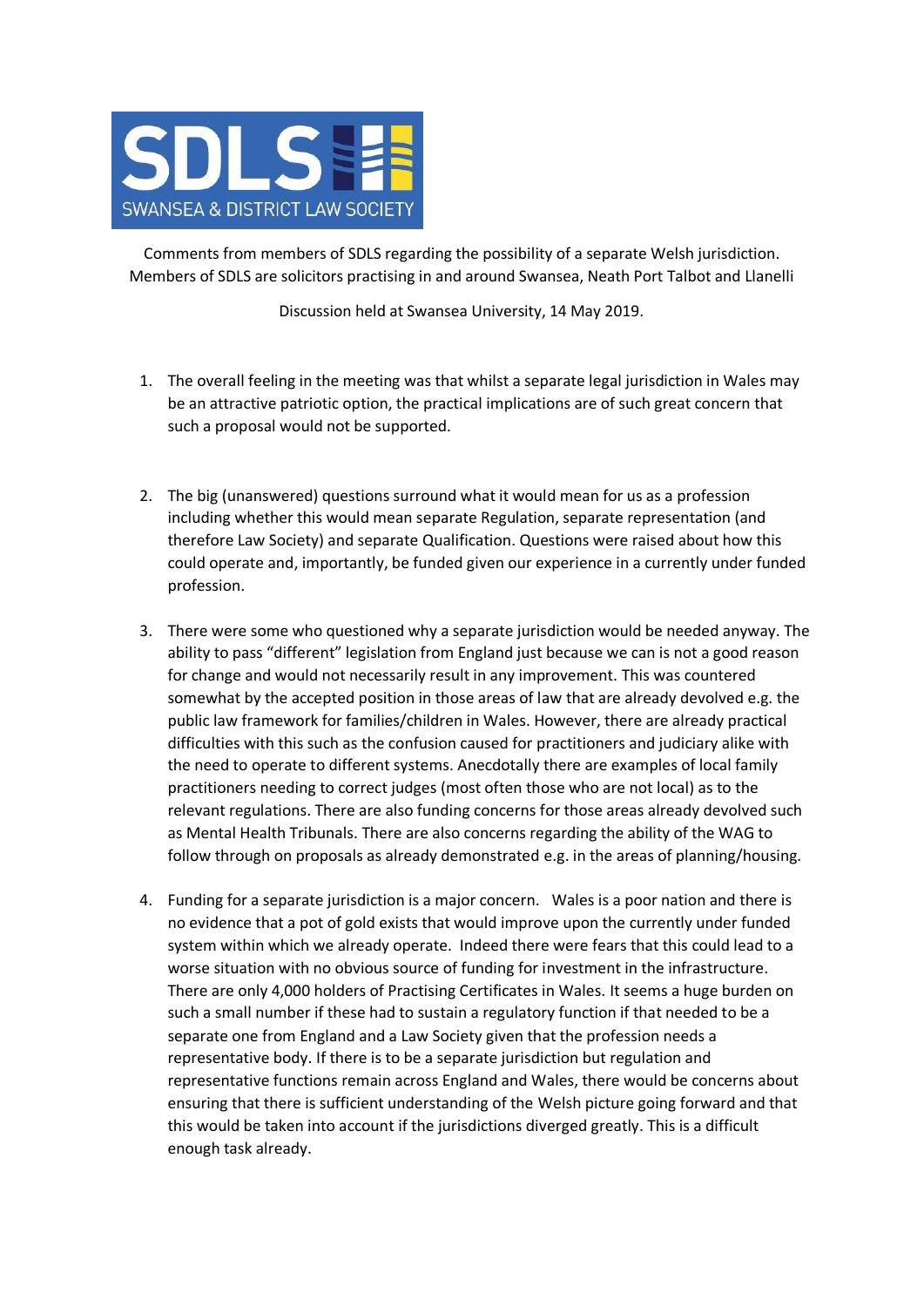SDLS SWANSEA & DISTRICT LAW SOCIETY

Comments from members of SDLS regarding the possibility of a separate Welsh jurisdiction. Members of SDLS are solicitors practising in and around Swansea, Neath Port Talbot and Llanelli

Discussion held at Swansea University, 14 May 2019.

1. The overall feeling in the meeting was that whilst a separate legal jurisdiction in Wales may be an attractive patriotic option, the practical implications are of such great concern that such a proposal would not be supported.

2. The big (unanswered) questions surround what it would mean for us as a profession including whether this would mean separate Regulation, separate representation (and therefore Law Society) and separate Qualification. Questions were raised about how this could operate and, importantly, be funded given our experience in a currently under funded profession.

3. There were some who questioned why a separate jurisdiction would be needed anyway. The ability to pass "different" legislation from England just because we can is not a good reason for change and would not necessarily result in any improvement. This was countered somewhat by the accepted position in those areas of law that are already devolved e.g. the public law framework for families/children in Wales. However, there are already practical difficulties with this such as the confusion caused for practitioners and judiciary alike with the need to operate to different systems. Anecdotally there are examples of local family practitioners needing to correct judges (most often those who are not local) as to the relevant regulations. There are also funding concerns for those areas already devolved such as Mental Health Tribunals. There are also concerns regarding the ability of the WAG to follow through on proposals as already demonstrated e.g. in the areas of planning/housing.

4. Funding for a separate jurisdiction is a major concern. Wales is a poor nation and there is no evidence that a pot of gold exists that would improve upon the currently under funded system within which we already operate. Indeed there were fears that this could lead to a worse situation with no obvious source of funding for investment in the infrastructure. There are only 4,000 holders of Practising Certificates in Wales. It seems a huge burden on such a small number if these had to sustain a regulatory function if that needed to be a separate one from England and a Law Society given that the profession needs a representative body. If there is to be a separate jurisdiction but regulation and representative functions remain across England and Wales, there would be concerns about ensuring that there is sufficient understanding of the Welsh picture going forward and that this would be taken into account if the jurisdictions diverged greatly. This is a difficult enough task already.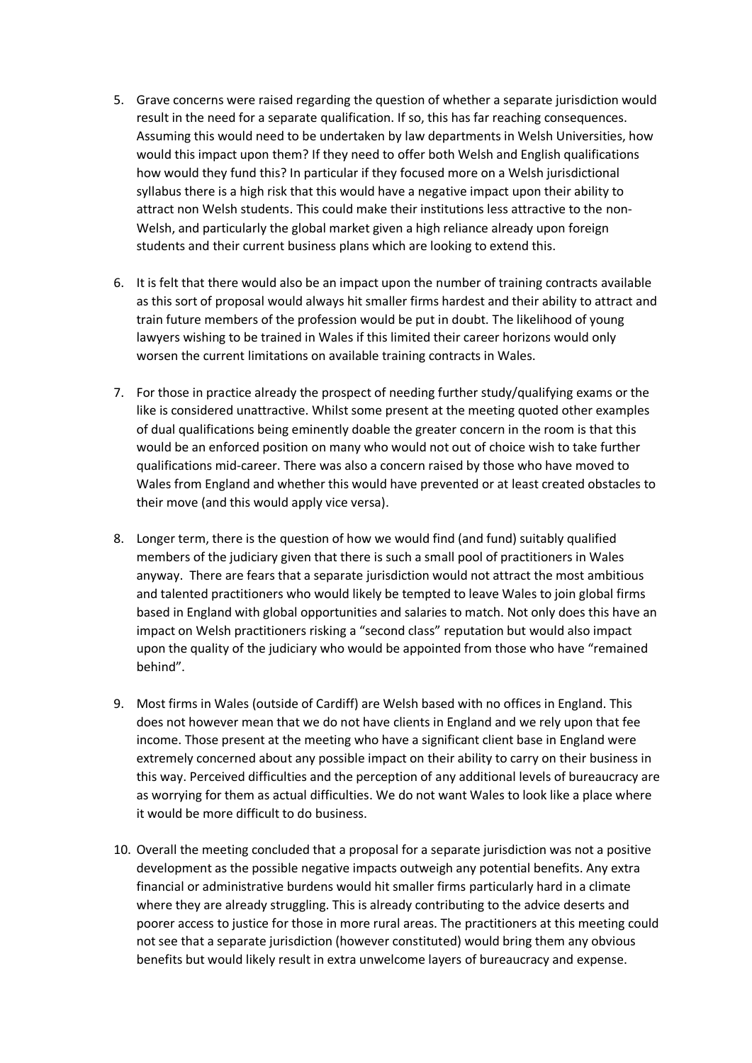5. Grave concerns were raised regarding the question of whether a separate jurisdiction would result in the need for a separate qualification. If so, this has far reaching consequences. Assuming this would need to be undertaken by law departments in Welsh Universities, how would this impact upon them? If they need to offer both Welsh and English qualifications how would they fund this? In particular if they focused more on a Welsh jurisdictional syllabus there is a high risk that this would have a negative impact upon their ability to attract non Welsh students. This could make their institutions less attractive to the non-Welsh, and particularly the global market given a high reliance already upon foreign students and their current business plans which are looking to extend this.

6. It is felt that there would also be an impact upon the number of training contracts available as this sort of proposal would always hit smaller firms hardest and their ability to attract and train future members of the profession would be put in doubt. The likelihood of young lawyers wishing to be trained in Wales if this limited their career horizons would only worsen the current limitations on available training contracts in Wales.

7. For those in practice already the prospect of needing further study/qualifying exams or the like is considered unattractive. Whilst some present at the meeting quoted other examples of dual qualifications being eminently doable the greater concern in the room is that this would be an enforced position on many who would not out of choice wish to take further qualifications mid-career. There was also a concern raised by those who have moved to Wales from England and whether this would have prevented or at least created obstacles to their move (and this would apply vice versa).

8. Longer term, there is the question of how we would find (and fund) suitably qualified members of the judiciary given that there is such a small pool of practitioners in Wales anyway. There are fears that a separate jurisdiction would not attract the most ambitious and talented practitioners who would likely be tempted to leave Wales to join global firms based in England with global opportunities and salaries to match. Not only does this have an impact on Welsh practitioners risking a "second class" reputation but would also impact upon the quality of the judiciary who would be appointed from those who have "remained behind".

9. Most firms in Wales (outside of Cardiff) are Welsh based with no offices in England. This does not however mean that we do not have clients in England and we rely upon that fee income. Those present at the meeting who have a significant client base in England were extremely concerned about any possible impact on their ability to carry on their business in this way. Perceived difficulties and the perception of any additional levels of bureaucracy are as worrying for them as actual difficulties. We do not want Wales to look like a place where it would be more difficult to do business.

10. Overall the meeting concluded that a proposal for a separate jurisdiction was not a positive development as the possible negative impacts outweigh any potential benefits. Any extra financial or administrative burdens would hit smaller firms particularly hard in a climate where they are already struggling. This is already contributing to the advice deserts and poorer access to justice for those in more rural areas. The practitioners at this meeting could not see that a separate jurisdiction (however constituted) would bring them any obvious benefits but would likely result in extra unwelcome layers of bureaucracy and expense.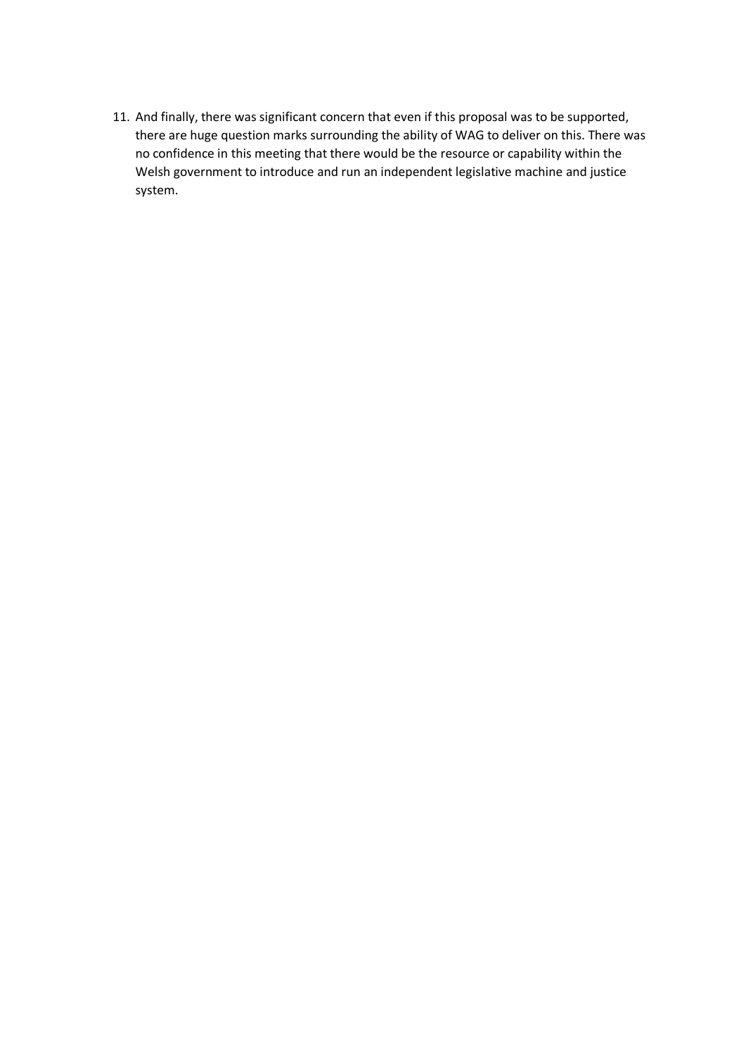11. And finally, there was significant concern that even if this proposal was to be supported, there are huge question marks surrounding the ability of WAG to deliver on this. There was no confidence in this meeting that there would be the resource or capability within the Welsh government to introduce and run an independent legislative machine and justice system.